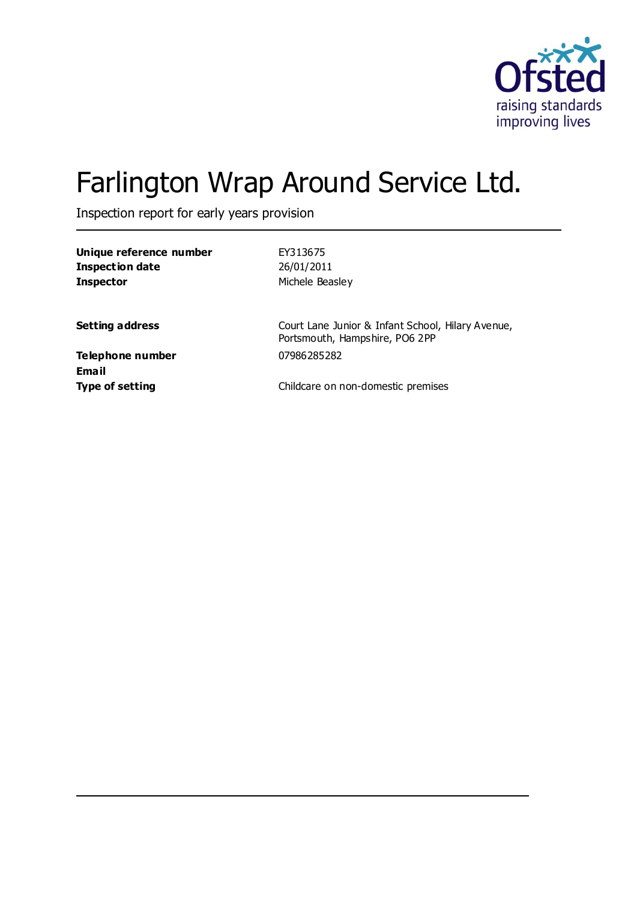# Farlington Wrap Around Service Ltd.

Inspection report for early years provision

| | |
|---|---|
| **Unique reference number** | EY313675 |
| **Inspection date** | 26/01/2011 |
| **Inspector** | Michele Beasley |

| | |
|---|---|
| **Setting address** | Court Lane Junior & Infant School, Hilary Avenue, Portsmouth, Hampshire, PO6 2PP |
| **Telephone number** | 07986285282 |
| **Email** | |
| **Type of setting** | Childcare on non-domestic premises |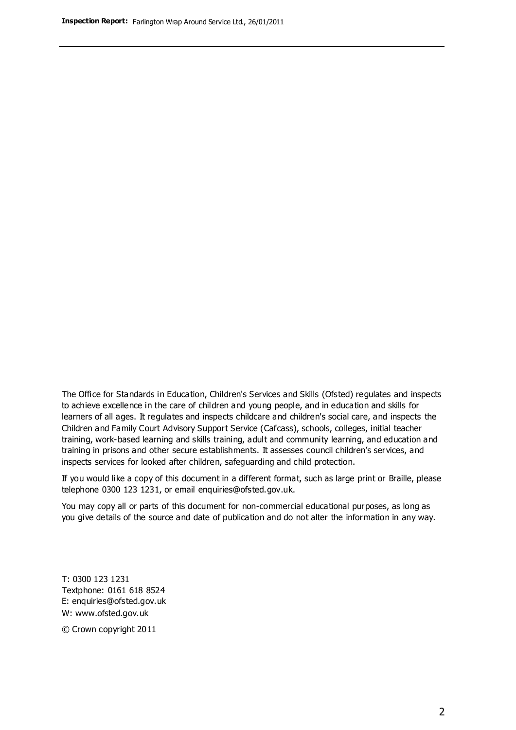The Office for Standards in Education, Children's Services and Skills (Ofsted) regulates and inspects to achieve excellence in the care of children and young people, and in education and skills for learners of all ages. It regulates and inspects childcare and children's social care, and inspects the Children and Family Court Advisory Support Service (Cafcass), schools, colleges, initial teacher training, work-based learning and skills training, adult and community learning, and education and training in prisons and other secure establishments. It assesses council children's services, and inspects services for looked after children, safeguarding and child protection.

If you would like a copy of this document in a different format, such as large print or Braille, please telephone 0300 123 1231, or email enquiries@ofsted.gov.uk.

You may copy all or parts of this document for non-commercial educational purposes, as long as you give details of the source and date of publication and do not alter the information in any way.

T: 0300 123 1231
Textphone: 0161 618 8524
E: enquiries@ofsted.gov.uk
W: www.ofsted.gov.uk

© Crown copyright 2011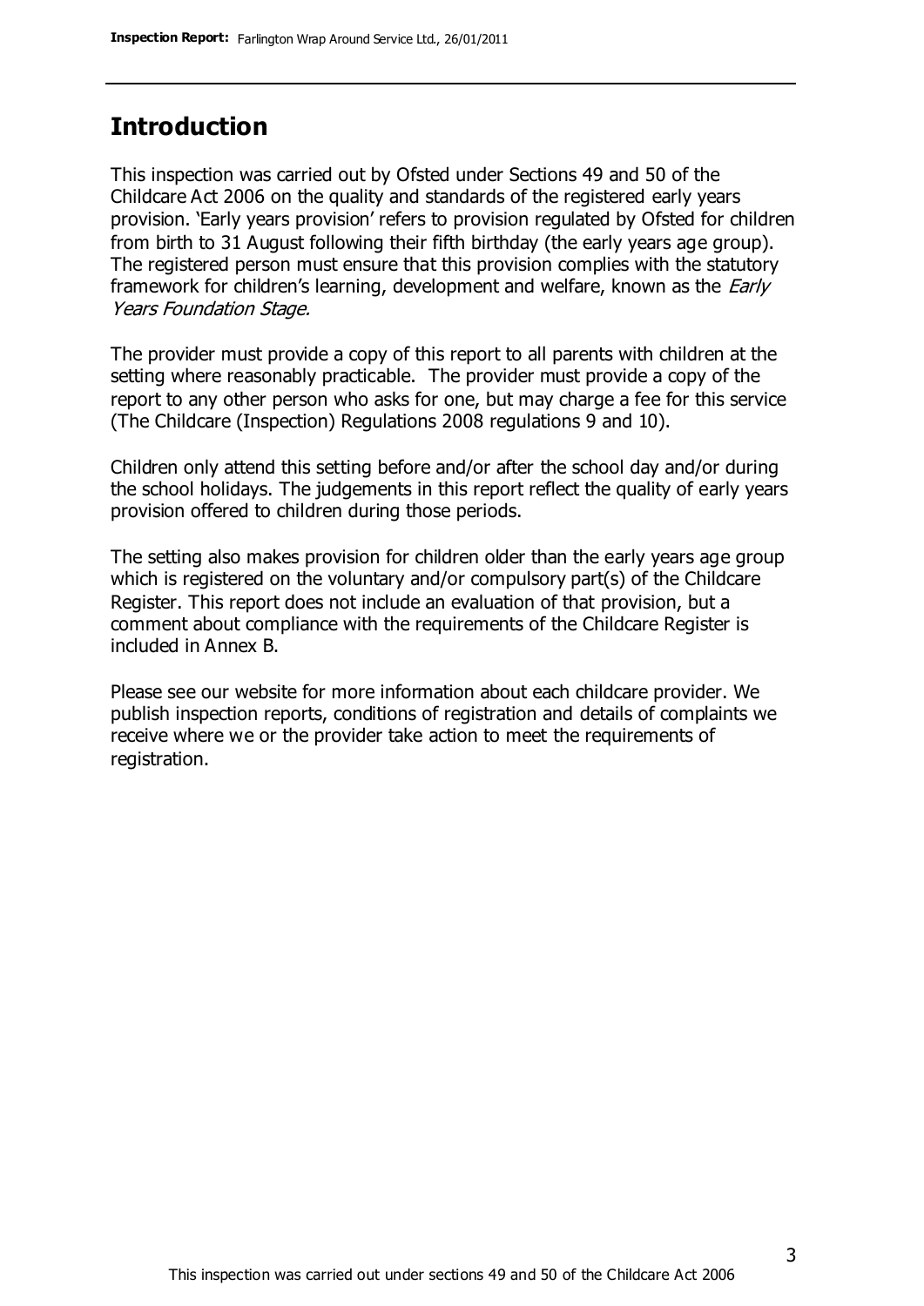## Introduction

This inspection was carried out by Ofsted under Sections 49 and 50 of the Childcare Act 2006 on the quality and standards of the registered early years provision. 'Early years provision' refers to provision regulated by Ofsted for children from birth to 31 August following their fifth birthday (the early years age group). The registered person must ensure that this provision complies with the statutory framework for children's learning, development and welfare, known as the *Early Years Foundation Stage.*

The provider must provide a copy of this report to all parents with children at the setting where reasonably practicable. The provider must provide a copy of the report to any other person who asks for one, but may charge a fee for this service (The Childcare (Inspection) Regulations 2008 regulations 9 and 10).

Children only attend this setting before and/or after the school day and/or during the school holidays. The judgements in this report reflect the quality of early years provision offered to children during those periods.

The setting also makes provision for children older than the early years age group which is registered on the voluntary and/or compulsory part(s) of the Childcare Register. This report does not include an evaluation of that provision, but a comment about compliance with the requirements of the Childcare Register is included in Annex B.

Please see our website for more information about each childcare provider. We publish inspection reports, conditions of registration and details of complaints we receive where we or the provider take action to meet the requirements of registration.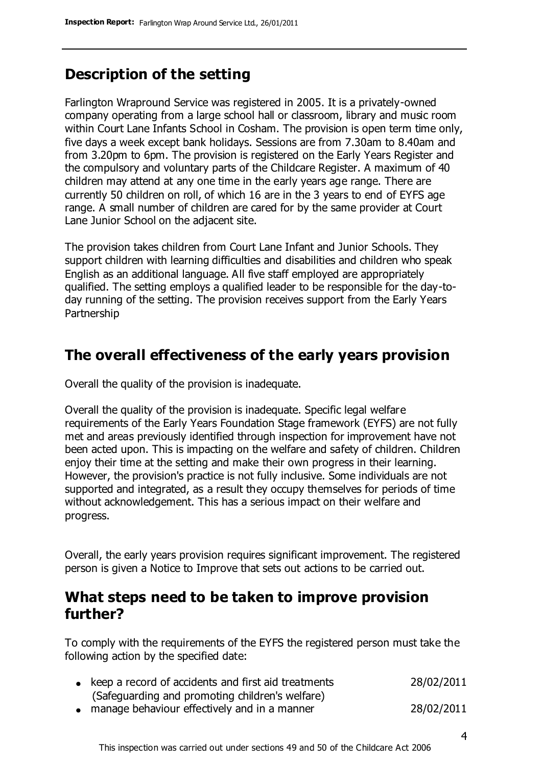## Description of the setting

Farlington Wrapround Service was registered in 2005. It is a privately-owned company operating from a large school hall or classroom, library and music room within Court Lane Infants School in Cosham. The provision is open term time only, five days a week except bank holidays. Sessions are from 7.30am to 8.40am and from 3.20pm to 6pm. The provision is registered on the Early Years Register and the compulsory and voluntary parts of the Childcare Register. A maximum of 40 children may attend at any one time in the early years age range. There are currently 50 children on roll, of which 16 are in the 3 years to end of EYFS age range. A small number of children are cared for by the same provider at Court Lane Junior School on the adjacent site.

The provision takes children from Court Lane Infant and Junior Schools. They support children with learning difficulties and disabilities and children who speak English as an additional language. All five staff employed are appropriately qualified. The setting employs a qualified leader to be responsible for the day-to-day running of the setting. The provision receives support from the Early Years Partnership

## The overall effectiveness of the early years provision

Overall the quality of the provision is inadequate.

Overall the quality of the provision is inadequate. Specific legal welfare requirements of the Early Years Foundation Stage framework (EYFS) are not fully met and areas previously identified through inspection for improvement have not been acted upon. This is impacting on the welfare and safety of children. Children enjoy their time at the setting and make their own progress in their learning. However, the provision's practice is not fully inclusive. Some individuals are not supported and integrated, as a result they occupy themselves for periods of time without acknowledgement. This has a serious impact on their welfare and progress.

Overall, the early years provision requires significant improvement. The registered person is given a Notice to Improve that sets out actions to be carried out.

## What steps need to be taken to improve provision further?

To comply with the requirements of the EYFS the registered person must take the following action by the specified date:

| | |
|---|---|
| • keep a record of accidents and first aid treatments (Safeguarding and promoting children's welfare) | 28/02/2011 |
| • manage behaviour effectively and in a manner | 28/02/2011 |

This inspection was carried out under sections 49 and 50 of the Childcare Act 2006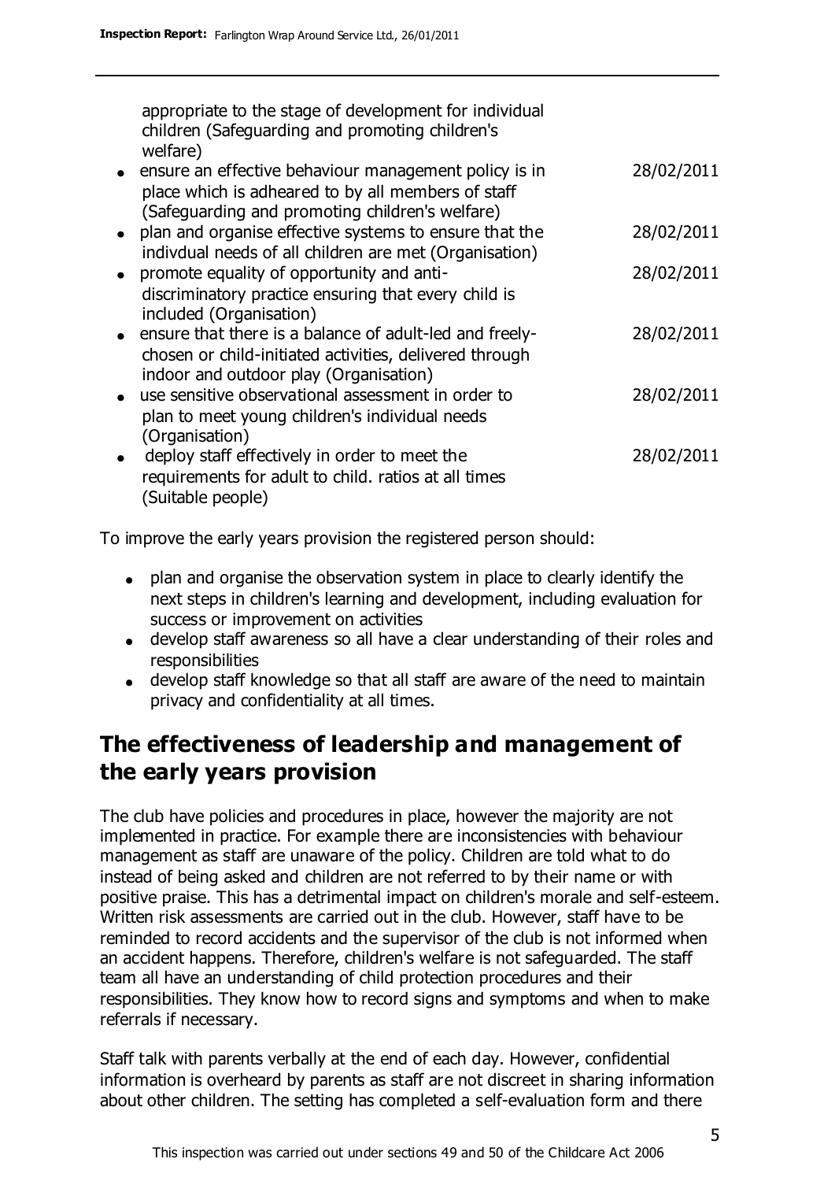appropriate to the stage of development for individual children (Safeguarding and promoting children's welfare)

| | |
|---|---|
| • ensure an effective behaviour management policy is in place which is adheared to by all members of staff (Safeguarding and promoting children's welfare) | 28/02/2011 |
| • plan and organise effective systems to ensure that the indivdual needs of all children are met (Organisation) | 28/02/2011 |
| • promote equality of opportunity and anti-discriminatory practice ensuring that every child is included (Organisation) | 28/02/2011 |
| • ensure that there is a balance of adult-led and freely-chosen or child-initiated activities, delivered through indoor and outdoor play (Organisation) | 28/02/2011 |
| • use sensitive observational assessment in order to plan to meet young children's individual needs (Organisation) | 28/02/2011 |
| • deploy staff effectively in order to meet the requirements for adult to child. ratios at all times (Suitable people) | 28/02/2011 |

To improve the early years provision the registered person should:

- plan and organise the observation system in place to clearly identify the next steps in children's learning and development, including evaluation for success or improvement on activities
- develop staff awareness so all have a clear understanding of their roles and responsibilities
- develop staff knowledge so that all staff are aware of the need to maintain privacy and confidentiality at all times.

## The effectiveness of leadership and management of the early years provision

The club have policies and procedures in place, however the majority are not implemented in practice. For example there are inconsistencies with behaviour management as staff are unaware of the policy. Children are told what to do instead of being asked and children are not referred to by their name or with positive praise. This has a detrimental impact on children's morale and self-esteem. Written risk assessments are carried out in the club. However, staff have to be reminded to record accidents and the supervisor of the club is not informed when an accident happens. Therefore, children's welfare is not safeguarded. The staff team all have an understanding of child protection procedures and their responsibilities. They know how to record signs and symptoms and when to make referrals if necessary.

Staff talk with parents verbally at the end of each day. However, confidential information is overheard by parents as staff are not discreet in sharing information about other children. The setting has completed a self-evaluation form and there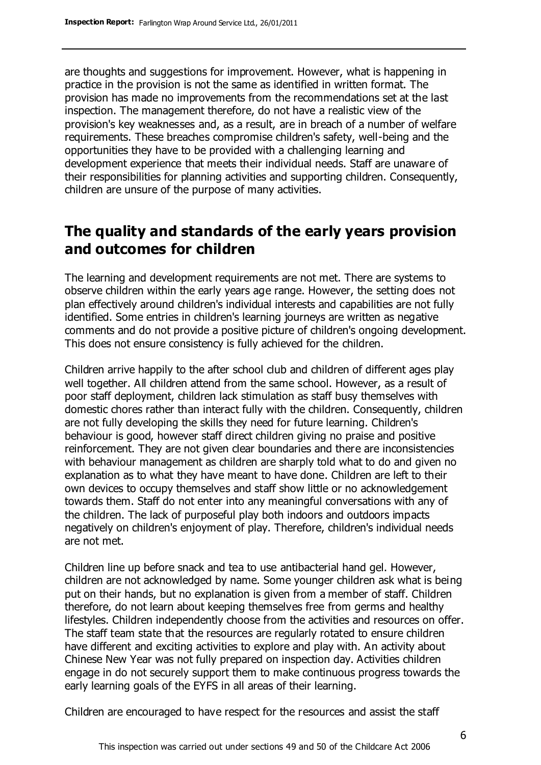are thoughts and suggestions for improvement. However, what is happening in practice in the provision is not the same as identified in written format. The provision has made no improvements from the recommendations set at the last inspection. The management therefore, do not have a realistic view of the provision's key weaknesses and, as a result, are in breach of a number of welfare requirements. These breaches compromise children's safety, well-being and the opportunities they have to be provided with a challenging learning and development experience that meets their individual needs. Staff are unaware of their responsibilities for planning activities and supporting children. Consequently, children are unsure of the purpose of many activities.

## The quality and standards of the early years provision and outcomes for children

The learning and development requirements are not met. There are systems to observe children within the early years age range. However, the setting does not plan effectively around children's individual interests and capabilities are not fully identified. Some entries in children's learning journeys are written as negative comments and do not provide a positive picture of children's ongoing development. This does not ensure consistency is fully achieved for the children.

Children arrive happily to the after school club and children of different ages play well together. All children attend from the same school. However, as a result of poor staff deployment, children lack stimulation as staff busy themselves with domestic chores rather than interact fully with the children. Consequently, children are not fully developing the skills they need for future learning. Children's behaviour is good, however staff direct children giving no praise and positive reinforcement. They are not given clear boundaries and there are inconsistencies with behaviour management as children are sharply told what to do and given no explanation as to what they have meant to have done. Children are left to their own devices to occupy themselves and staff show little or no acknowledgement towards them. Staff do not enter into any meaningful conversations with any of the children. The lack of purposeful play both indoors and outdoors impacts negatively on children's enjoyment of play. Therefore, children's individual needs are not met.

Children line up before snack and tea to use antibacterial hand gel. However, children are not acknowledged by name. Some younger children ask what is being put on their hands, but no explanation is given from a member of staff. Children therefore, do not learn about keeping themselves free from germs and healthy lifestyles. Children independently choose from the activities and resources on offer. The staff team state that the resources are regularly rotated to ensure children have different and exciting activities to explore and play with. An activity about Chinese New Year was not fully prepared on inspection day. Activities children engage in do not securely support them to make continuous progress towards the early learning goals of the EYFS in all areas of their learning.

Children are encouraged to have respect for the resources and assist the staff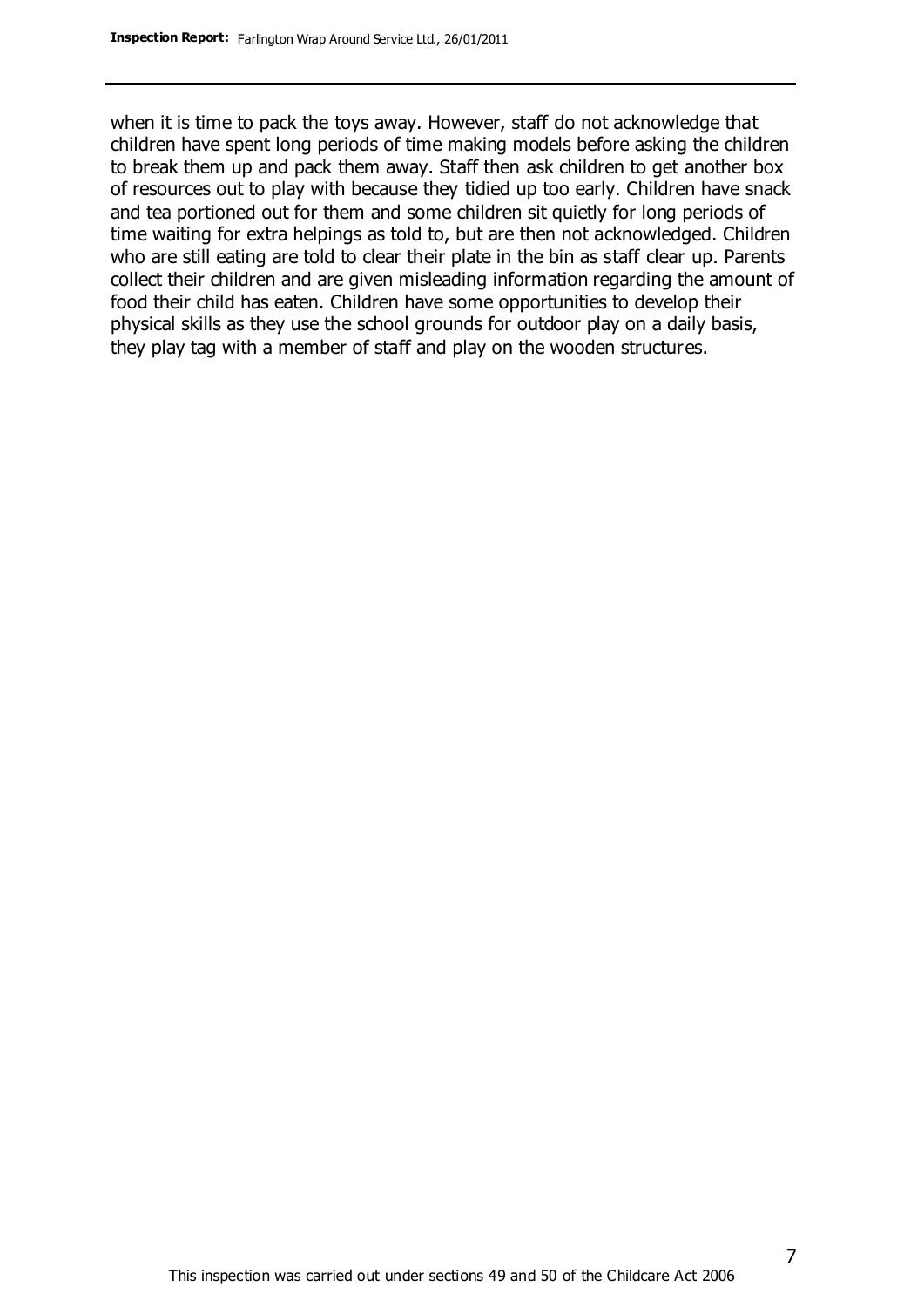when it is time to pack the toys away. However, staff do not acknowledge that children have spent long periods of time making models before asking the children to break them up and pack them away. Staff then ask children to get another box of resources out to play with because they tidied up too early. Children have snack and tea portioned out for them and some children sit quietly for long periods of time waiting for extra helpings as told to, but are then not acknowledged. Children who are still eating are told to clear their plate in the bin as staff clear up. Parents collect their children and are given misleading information regarding the amount of food their child has eaten. Children have some opportunities to develop their physical skills as they use the school grounds for outdoor play on a daily basis, they play tag with a member of staff and play on the wooden structures.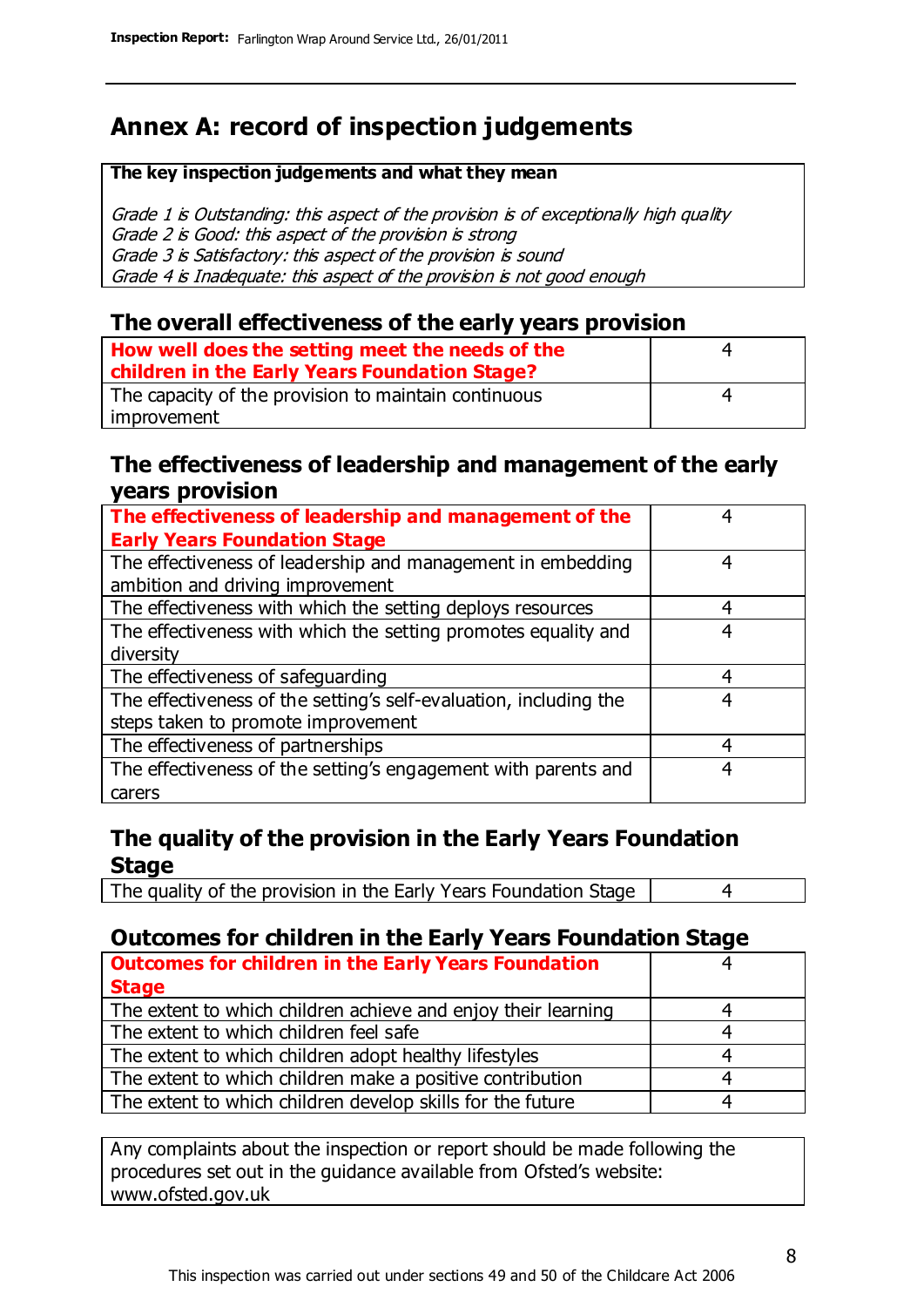## Annex A: record of inspection judgements

| The key inspection judgements and what they mean |
|---|
| *Grade 1 is Outstanding: this aspect of the provision is of exceptionally high quality*<br>*Grade 2 is Good: this aspect of the provision is strong*<br>*Grade 3 is Satisfactory: this aspect of the provision is sound*<br>*Grade 4 is Inadequate: this aspect of the provision is not good enough* |

### The overall effectiveness of the early years provision

| | |
|---|---|
| **How well does the setting meet the needs of the children in the Early Years Foundation Stage?** | 4 |
| The capacity of the provision to maintain continuous improvement | 4 |

### The effectiveness of leadership and management of the early years provision

| | |
|---|---|
| **The effectiveness of leadership and management of the Early Years Foundation Stage** | 4 |
| The effectiveness of leadership and management in embedding ambition and driving improvement | 4 |
| The effectiveness with which the setting deploys resources | 4 |
| The effectiveness with which the setting promotes equality and diversity | 4 |
| The effectiveness of safeguarding | 4 |
| The effectiveness of the setting's self-evaluation, including the steps taken to promote improvement | 4 |
| The effectiveness of partnerships | 4 |
| The effectiveness of the setting's engagement with parents and carers | 4 |

### The quality of the provision in the Early Years Foundation Stage

| | |
|---|---|
| The quality of the provision in the Early Years Foundation Stage | 4 |

### Outcomes for children in the Early Years Foundation Stage

| | |
|---|---|
| **Outcomes for children in the Early Years Foundation Stage** | 4 |
| The extent to which children achieve and enjoy their learning | 4 |
| The extent to which children feel safe | 4 |
| The extent to which children adopt healthy lifestyles | 4 |
| The extent to which children make a positive contribution | 4 |
| The extent to which children develop skills for the future | 4 |

Any complaints about the inspection or report should be made following the procedures set out in the guidance available from Ofsted's website: www.ofsted.gov.uk

This inspection was carried out under sections 49 and 50 of the Childcare Act 2006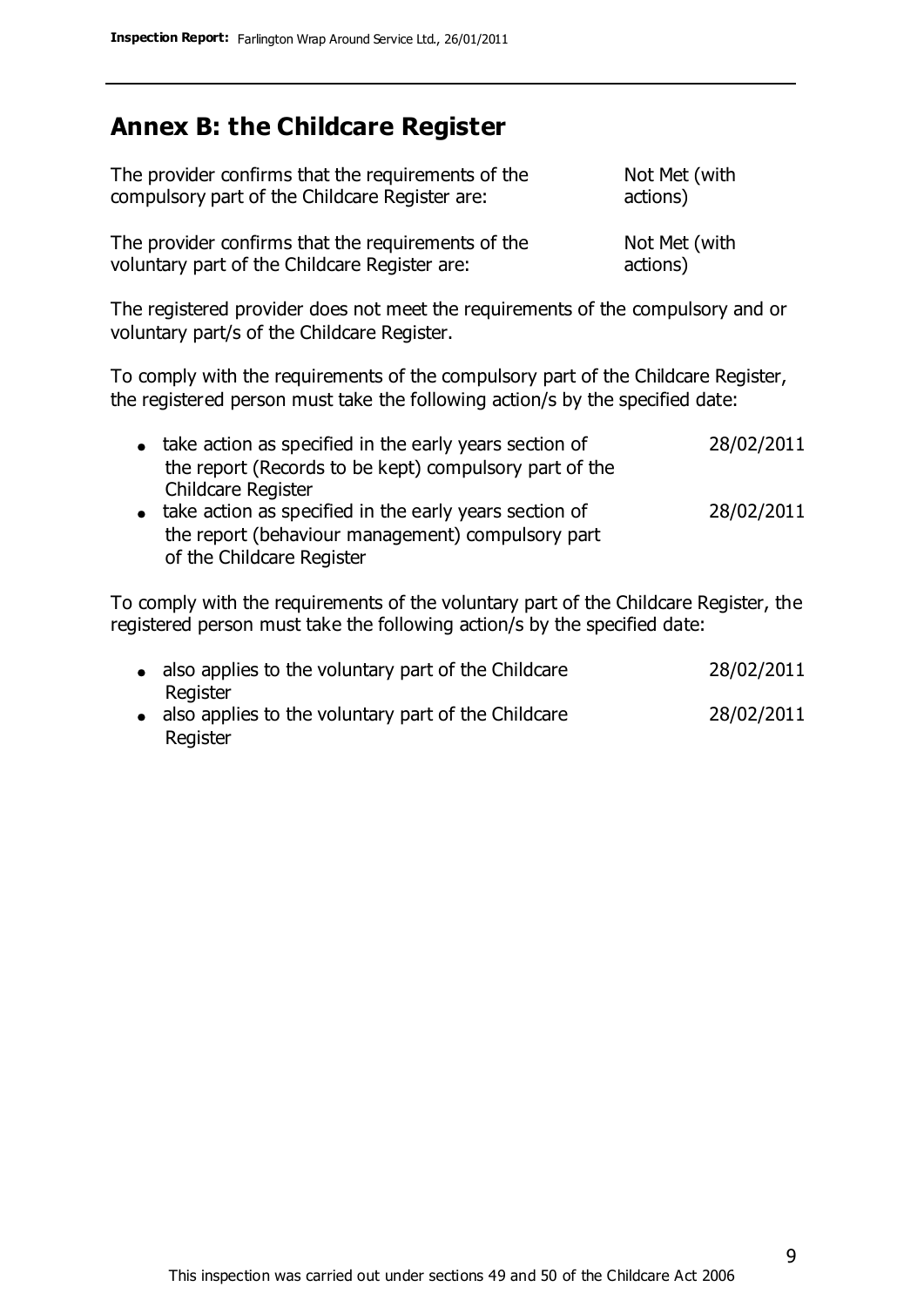## Annex B: the Childcare Register

| | |
|---|---|
| The provider confirms that the requirements of the compulsory part of the Childcare Register are: | Not Met (with actions) |
| The provider confirms that the requirements of the voluntary part of the Childcare Register are: | Not Met (with actions) |

The registered provider does not meet the requirements of the compulsory and or voluntary part/s of the Childcare Register.

To comply with the requirements of the compulsory part of the Childcare Register, the registered person must take the following action/s by the specified date:

| | |
|---|---|
| • take action as specified in the early years section of the report (Records to be kept) compulsory part of the Childcare Register | 28/02/2011 |
| • take action as specified in the early years section of the report (behaviour management) compulsory part of the Childcare Register | 28/02/2011 |

To comply with the requirements of the voluntary part of the Childcare Register, the registered person must take the following action/s by the specified date:

| | |
|---|---|
| • also applies to the voluntary part of the Childcare Register | 28/02/2011 |
| • also applies to the voluntary part of the Childcare Register | 28/02/2011 |

This inspection was carried out under sections 49 and 50 of the Childcare Act 2006